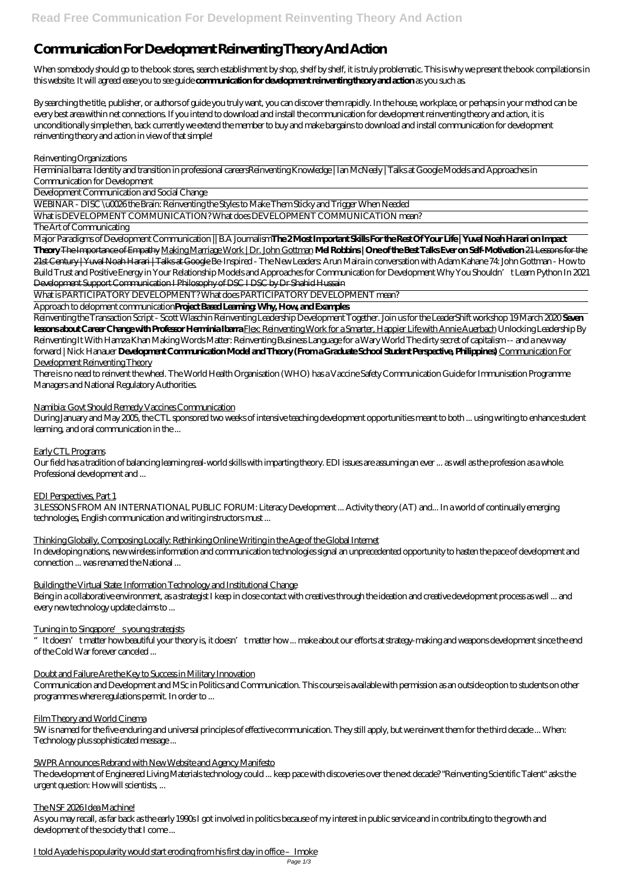# Communication For Development Reinventing Theory And Action

When somebody should go to the book stores, search establishment by shop, shelf by shelf, it is truly problematic. This is why we present the book compilations in this website. It will agreed ease you to see guide **communication for development reinventing theory and action** as you such as.

By searching the title, publisher, or authors of guide you truly want, you can discover them rapidly. In the house, workplace, or perhaps in your method can be every best area within net connections. If you intend to download and install the communication for development reinventing theory and action, it is unconditionally simple then, back currently we extend the member to buy and make bargains to download and install communication for development reinventing theory and action in view of that simple!

*Reinventing Organizations*

Herminia Ibarra: Identity and transition in professional careers*Reinventing Knowledge | Ian McNeely | Talks at Google* Models and Approaches in Communication for Development

Development Communication and Social Change

WEBINAR - DISC \u0026 the Brain: Reinventing the Styles to Make Them Sticky and Trigger When Needed

What is DEVELOPMENT COMMUNICATION? What does DEVELOPMENT COMMUNICATION mean?

The Art of Communicating

Major Paradigms of Development Communication || B.A Journalism**The 2 Most Important Skills For the Rest Of Your Life | Yuval Noah Harari on Impact Theory** The Importance of Empathy Making Marriage Work | Dr. John Gottman **Mel Robbins | One of the Best Talks Ever on Self-Motivation** 21 Lessons for the 21st Century | Yuval Noah Harari | Talks at Google *Be-Inspired - The New Leaders: Arun Maira in conversation with Adam Kahane* *74: John Gottman - How to Build Trust and Positive Energy in Your Relationship* *Models and Approaches for Communication for Development* *Why You Shouldn't Learn Python In 2021* Development Support Communication I Philosophy of DSC I DSC by Dr Shahid Hussain

What is PARTICIPATORY DEVELOPMENT? What does PARTICIPATORY DEVELOPMENT mean?

Approach to delopment communication**Project Based Learning: Why, How, and Examples**

Reinventing the Transaction Script - Scott Wlaschin Reinventing Leadership Development Together. Join us for the LeaderShift workshop 19 March 2020 **Seven lessons about Career Change with Professor Herminia Ibarra** Flex: Reinventing Work for a Smarter, Happier Life with Annie Auerbach *Unlocking Leadership By Reinventing It With Hamza Khan* *Making Words Matter: Reinventing Business Language for a Wary World* *The dirty secret of capitalism -- and a new way forward | Nick Hanauer* **Development Communication Model and Theory (From a Graduate School Student Perspective, Philippines)** Communication For Development Reinventing Theory

There is no need to reinvent the wheel. The World Health Organisation (WHO) has a Vaccine Safety Communication Guide for Immunisation Programme Managers and National Regulatory Authorities.

Namibia: Govt Should Remedy Vaccines Communication

During January and May 2005, the CTL sponsored two weeks of intensive teaching development opportunities meant to both ... using writing to enhance student learning, and oral communication in the ...

Early CTL Programs

Our field has a tradition of balancing learning real-world skills with imparting theory. EDI issues are assuming an ever ... as well as the profession as a whole. Professional development and ...

EDI Perspectives, Part 1

3 LESSONS FROM AN INTERNATIONAL PUBLIC FORUM: Literacy Development ... Activity theory (AT) and... In a world of continually emerging technologies, English communication and writing instructors must ...

Thinking Globally, Composing Locally: Rethinking Online Writing in the Age of the Global Internet

In developing nations, new wireless information and communication technologies signal an unprecedented opportunity to hasten the pace of development and connection ... was renamed the National ...

Building the Virtual State: Information Technology and Institutional Change

Being in a collaborative environment, as a strategist I keep in close contact with creatives through the ideation and creative development process as well ... and every new technology update claims to ...

Tuning in to Singapore's young strategists

"It doesn't matter how beautiful your theory is, it doesn't matter how ... make about our efforts at strategy-making and weapons development since the end of the Cold War forever canceled ...

Doubt and Failure Are the Key to Success in Military Innovation

Communication and Development and MSc in Politics and Communication. This course is available with permission as an outside option to students on other programmes where regulations permit. In order to ...

Film Theory and World Cinema

5W is named for the five enduring and universal principles of effective communication. They still apply, but we reinvent them for the third decade ... When: Technology plus sophisticated message ...

5WPR Announces Rebrand with New Website and Agency Manifesto

The development of Engineered Living Materials technology could ... keep pace with discoveries over the next decade? "Reinventing Scientific Talent" asks the urgent question: How will scientists, ...

The NSF 2026 Idea Machine!

As you may recall, as far back as the early 1990s I got involved in politics because of my interest in public service and in contributing to the growth and development of the society that I come ...

I told Ayade his popularity would start eroding from his first day in office – Imoke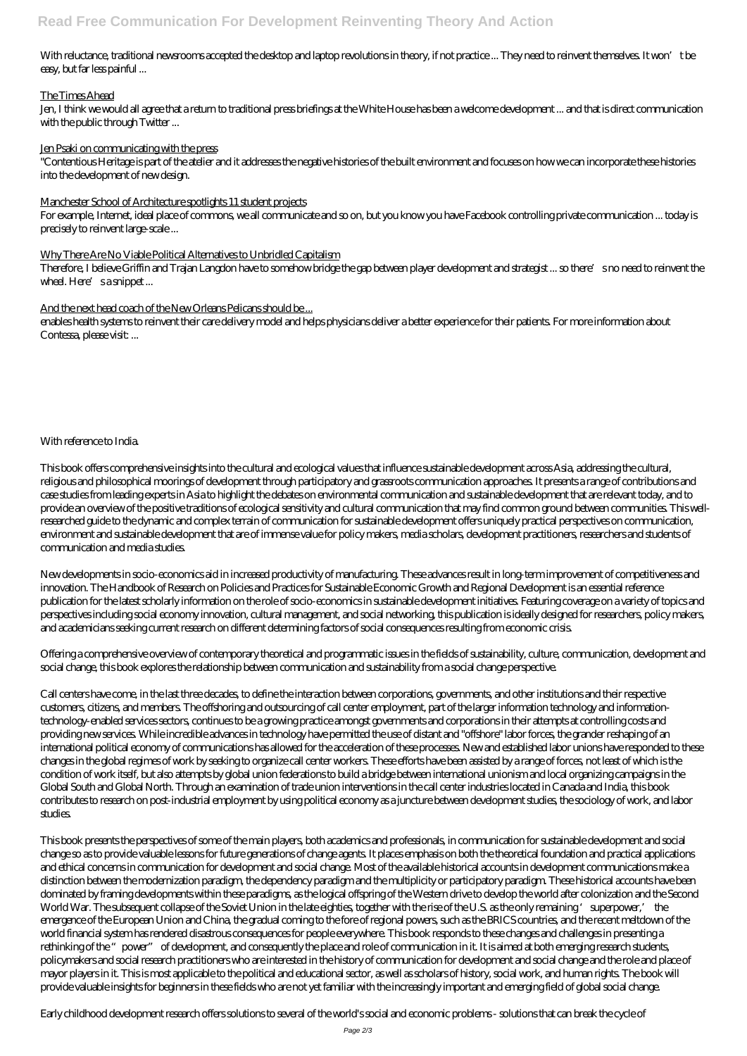With reluctance, traditional newsrooms accepted the desktop and laptop revolutions in theory, if not practice ... They need to reinvent themselves. It won't be easy, but far less painful ...

The Times Ahead

Jen, I think we would all agree that a return to traditional press briefings at the White House has been a welcome development ... and that is direct communication with the public through Twitter ...

Jen Psaki on communicating with the press

"Contentious Heritage is part of the atelier and it addresses the negative histories of the built environment and focuses on how we can incorporate these histories into the development of new design.

Manchester School of Architecture spotlights 11 student projects

For example, Internet, ideal place of commons, we all communicate and so on, but you know you have Facebook controlling private communication ... today is precisely to reinvent large-scale ...

Why There Are No Viable Political Alternatives to Unbridled Capitalism

Therefore, I believe Griffin and Trajan Langdon have to somehow bridge the gap between player development and strategist ... so there's no need to reinvent the wheel. Here's a snippet ...

And the next head coach of the New Orleans Pelicans should be ...

enables health systems to reinvent their care delivery model and helps physicians deliver a better experience for their patients. For more information about Contessa, please visit: ...

With reference to India.

This book offers comprehensive insights into the cultural and ecological values that influence sustainable development across Asia, addressing the cultural, religious and philosophical moorings of development through participatory and grassroots communication approaches. It presents a range of contributions and case studies from leading experts in Asia to highlight the debates on environmental communication and sustainable development that are relevant today, and to provide an overview of the positive traditions of ecological sensitivity and cultural communication that may find common ground between communities. This well-researched guide to the dynamic and complex terrain of communication for sustainable development offers uniquely practical perspectives on communication, environment and sustainable development that are of immense value for policy makers, media scholars, development practitioners, researchers and students of communication and media studies.

New developments in socio-economics aid in increased productivity of manufacturing. These advances result in long-term improvement of competitiveness and innovation. The Handbook of Research on Policies and Practices for Sustainable Economic Growth and Regional Development is an essential reference publication for the latest scholarly information on the role of socio-economics in sustainable development initiatives. Featuring coverage on a variety of topics and perspectives including social economy innovation, cultural management, and social networking, this publication is ideally designed for researchers, policy makers, and academicians seeking current research on different determining factors of social consequences resulting from economic crisis.

Offering a comprehensive overview of contemporary theoretical and programmatic issues in the fields of sustainability, culture, communication, development and social change, this book explores the relationship between communication and sustainability from a social change perspective.

Call centers have come, in the last three decades, to define the interaction between corporations, governments, and other institutions and their respective customers, citizens, and members. The offshoring and outsourcing of call center employment, part of the larger information technology and information-technology-enabled services sectors, continues to be a growing practice amongst governments and corporations in their attempts at controlling costs and providing new services. While incredible advances in technology have permitted the use of distant and "offshore" labor forces, the grander reshaping of an international political economy of communications has allowed for the acceleration of these processes. New and established labor unions have responded to these changes in the global regimes of work by seeking to organize call center workers. These efforts have been assisted by a range of forces, not least of which is the condition of work itself, but also attempts by global union federations to build a bridge between international unionism and local organizing campaigns in the Global South and Global North. Through an examination of trade union interventions in the call center industries located in Canada and India, this book contributes to research on post-industrial employment by using political economy as a juncture between development studies, the sociology of work, and labor studies.

This book presents the perspectives of some of the main players, both academics and professionals, in communication for sustainable development and social change so as to provide valuable lessons for future generations of change agents. It places emphasis on both the theoretical foundation and practical applications and ethical concerns in communication for development and social change. Most of the available historical accounts in development communications make a distinction between the modernization paradigm, the dependency paradigm and the multiplicity or participatory paradigm. These historical accounts have been dominated by framing developments within these paradigms, as the logical offspring of the Western drive to develop the world after colonization and the Second World War. The subsequent collapse of the Soviet Union in the late eighties, together with the rise of the U.S. as the only remaining 'superpower,' the emergence of the European Union and China, the gradual coming to the fore of regional powers, such as the BRICS countries, and the recent meltdown of the world financial system has rendered disastrous consequences for people everywhere. This book responds to these changes and challenges in presenting a rethinking of the "power" of development, and consequently the place and role of communication in it. It is aimed at both emerging research students, policymakers and social research practitioners who are interested in the history of communication for development and social change and the role and place of mayor players in it. This is most applicable to the political and educational sector, as well as scholars of history, social work, and human rights. The book will provide valuable insights for beginners in these fields who are not yet familiar with the increasingly important and emerging field of global social change.

Early childhood development research offers solutions to several of the world's social and economic problems - solutions that can break the cycle of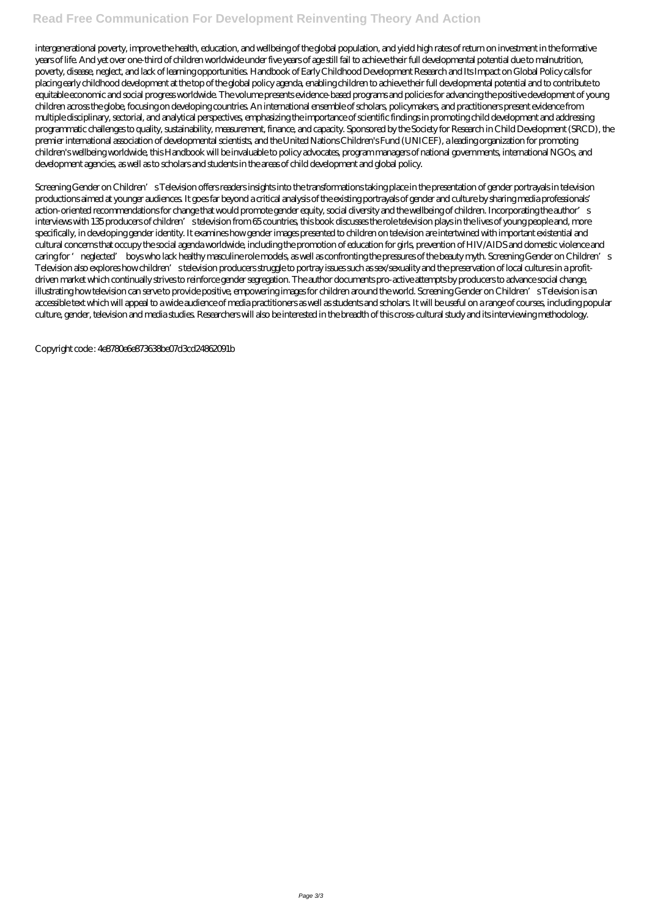intergenerational poverty, improve the health, education, and wellbeing of the global population, and yield high rates of return on investment in the formative years of life. And yet over one-third of children worldwide under five years of age still fail to achieve their full developmental potential due to malnutrition, poverty, disease, neglect, and lack of learning opportunities. Handbook of Early Childhood Development Research and Its Impact on Global Policy calls for placing early childhood development at the top of the global policy agenda, enabling children to achieve their full developmental potential and to contribute to equitable economic and social progress worldwide. The volume presents evidence-based programs and policies for advancing the positive development of young children across the globe, focusing on developing countries. An international ensemble of scholars, policymakers, and practitioners present evidence from multiple disciplinary, sectorial, and analytical perspectives, emphasizing the importance of scientific findings in promoting child development and addressing programmatic challenges to quality, sustainability, measurement, finance, and capacity. Sponsored by the Society for Research in Child Development (SRCD), the premier international association of developmental scientists, and the United Nations Children's Fund (UNICEF), a leading organization for promoting children's wellbeing worldwide, this Handbook will be invaluable to policy advocates, program managers of national governments, international NGOs, and development agencies, as well as to scholars and students in the areas of child development and global policy.

Screening Gender on Children's Television offers readers insights into the transformations taking place in the presentation of gender portrayals in television productions aimed at younger audiences. It goes far beyond a critical analysis of the existing portrayals of gender and culture by sharing media professionals' action-oriented recommendations for change that would promote gender equity, social diversity and the wellbeing of children. Incorporating the author's interviews with 135 producers of children's television from 65 countries, this book discusses the role television plays in the lives of young people and, more specifically, in developing gender identity. It examines how gender images presented to children on television are intertwined with important existential and cultural concerns that occupy the social agenda worldwide, including the promotion of education for girls, prevention of HIV/AIDS and domestic violence and caring for 'neglected' boys who lack healthy masculine role models, as well as confronting the pressures of the beauty myth. Screening Gender on Children's Television also explores how children's television producers struggle to portray issues such as sex/sexuality and the preservation of local cultures in a profit-driven market which continually strives to reinforce gender segregation. The author documents pro-active attempts by producers to advance social change, illustrating how television can serve to provide positive, empowering images for children around the world. Screening Gender on Children's Television is an accessible text which will appeal to a wide audience of media practitioners as well as students and scholars. It will be useful on a range of courses, including popular culture, gender, television and media studies. Researchers will also be interested in the breadth of this cross-cultural study and its interviewing methodology.

Copyright code : 4e8780e6e873638be07d3cd24862091b